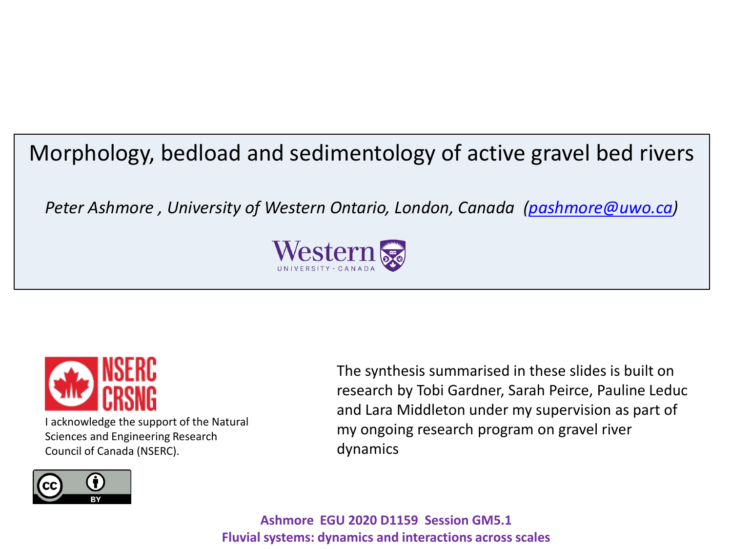# Morphology, bedload and sedimentology of active gravel bed rivers

*Peter Ashmore , University of Western Ontario, London, Canada (pashmore@uwo.ca)*

Western
UNIVERSITY · CANADA

NSERC
CRSNG

I acknowledge the support of the Natural Sciences and Engineering Research Council of Canada (NSERC).

The synthesis summarised in these slides is built on research by Tobi Gardner, Sarah Peirce, Pauline Leduc and Lara Middleton under my supervision as part of my ongoing research program on gravel river dynamics

CC BY

**Ashmore EGU 2020 D1159 Session GM5.1**
**Fluvial systems: dynamics and interactions across scales**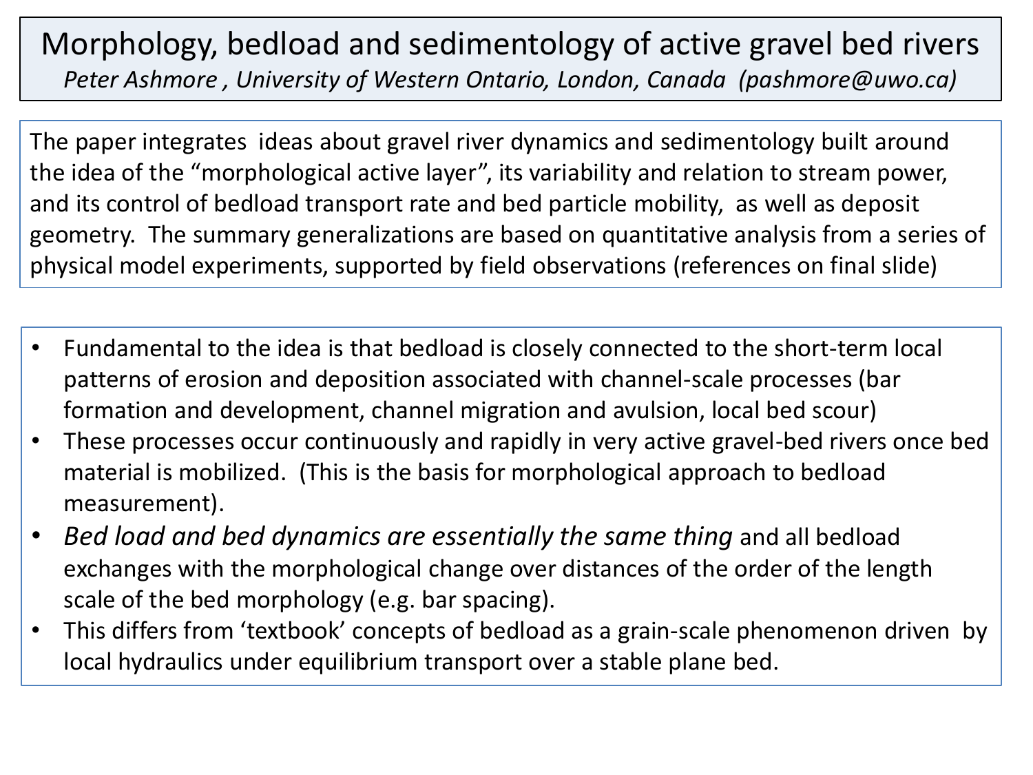# Morphology, bedload and sedimentology of active gravel bed rivers

*Peter Ashmore , University of Western Ontario, London, Canada (pashmore@uwo.ca)*

The paper integrates ideas about gravel river dynamics and sedimentology built around the idea of the "morphological active layer", its variability and relation to stream power, and its control of bedload transport rate and bed particle mobility, as well as deposit geometry. The summary generalizations are based on quantitative analysis from a series of physical model experiments, supported by field observations (references on final slide)

- Fundamental to the idea is that bedload is closely connected to the short-term local patterns of erosion and deposition associated with channel-scale processes (bar formation and development, channel migration and avulsion, local bed scour)
- These processes occur continuously and rapidly in very active gravel-bed rivers once bed material is mobilized. (This is the basis for morphological approach to bedload measurement).
- *Bed load and bed dynamics are essentially the same thing* and all bedload exchanges with the morphological change over distances of the order of the length scale of the bed morphology (e.g. bar spacing).
- This differs from 'textbook' concepts of bedload as a grain-scale phenomenon driven by local hydraulics under equilibrium transport over a stable plane bed.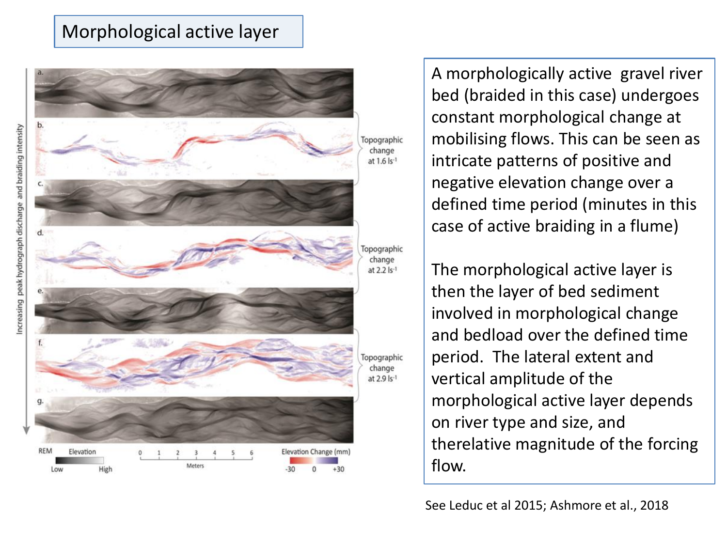# Morphological active layer

A morphologically active gravel river bed (braided in this case) undergoes constant morphological change at mobilising flows. This can be seen as intricate patterns of positive and negative elevation change over a defined time period (minutes in this case of active braiding in a flume)

The morphological active layer is then the layer of bed sediment involved in morphological change and bedload over the defined time period. The lateral extent and vertical amplitude of the morphological active layer depends on river type and size, and therelative magnitude of the forcing flow.

See Leduc et al 2015; Ashmore et al., 2018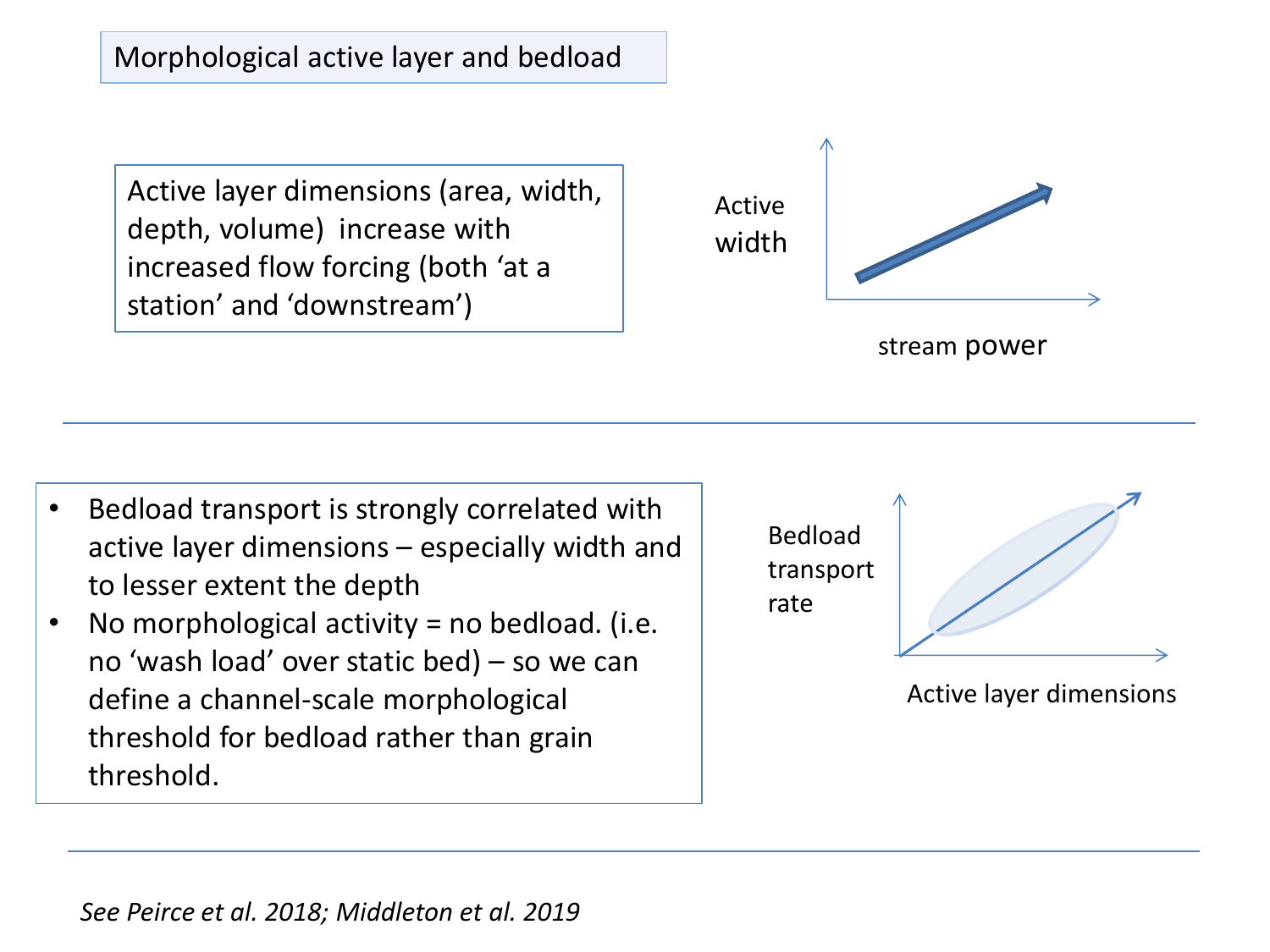# Morphological active layer and bedload

Active layer dimensions (area, width, depth, volume) increase with increased flow forcing (both 'at a station' and 'downstream')

Active width

stream power

---

- Bedload transport is strongly correlated with active layer dimensions – especially width and to lesser extent the depth
- No morphological activity = no bedload. (i.e. no 'wash load' over static bed) – so we can define a channel-scale morphological threshold for bedload rather than grain threshold.

Bedload transport rate

Active layer dimensions

---

*See Peirce et al. 2018; Middleton et al. 2019*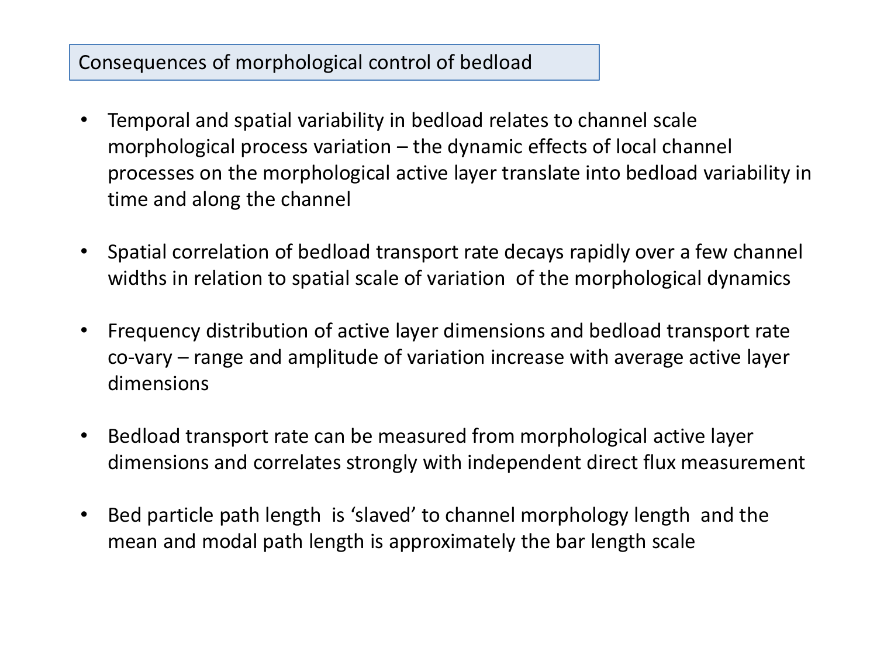## Consequences of morphological control of bedload

- Temporal and spatial variability in bedload relates to channel scale morphological process variation – the dynamic effects of local channel processes on the morphological active layer translate into bedload variability in time and along the channel

- Spatial correlation of bedload transport rate decays rapidly over a few channel widths in relation to spatial scale of variation of the morphological dynamics

- Frequency distribution of active layer dimensions and bedload transport rate co-vary – range and amplitude of variation increase with average active layer dimensions

- Bedload transport rate can be measured from morphological active layer dimensions and correlates strongly with independent direct flux measurement

- Bed particle path length is 'slaved' to channel morphology length and the mean and modal path length is approximately the bar length scale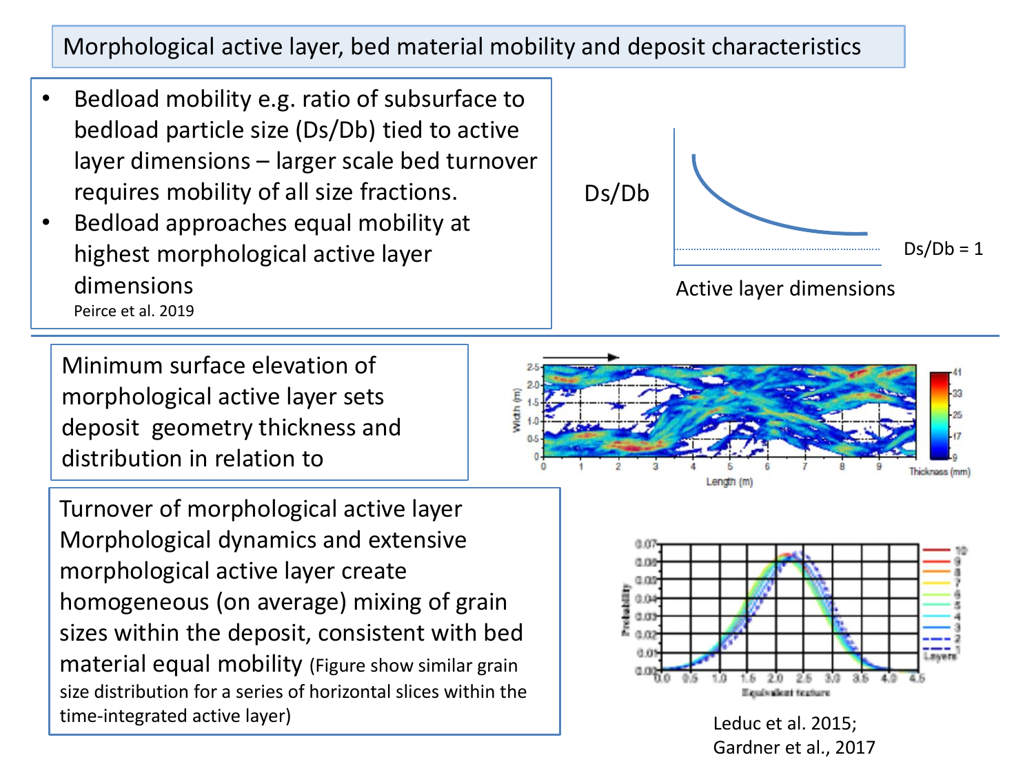## Morphological active layer, bed material mobility and deposit characteristics

- Bedload mobility e.g. ratio of subsurface to bedload particle size (Ds/Db) tied to active layer dimensions – larger scale bed turnover requires mobility of all size fractions.
- Bedload approaches equal mobility at highest morphological active layer dimensions

Peirce et al. 2019

Ds/Db

Ds/Db = 1

Active layer dimensions

Minimum surface elevation of morphological active layer sets deposit geometry thickness and distribution in relation to

Turnover of morphological active layer Morphological dynamics and extensive morphological active layer create homogeneous (on average) mixing of grain sizes within the deposit, consistent with bed material equal mobility (Figure show similar grain size distribution for a series of horizontal slices within the time-integrated active layer)

Leduc et al. 2015; Gardner et al., 2017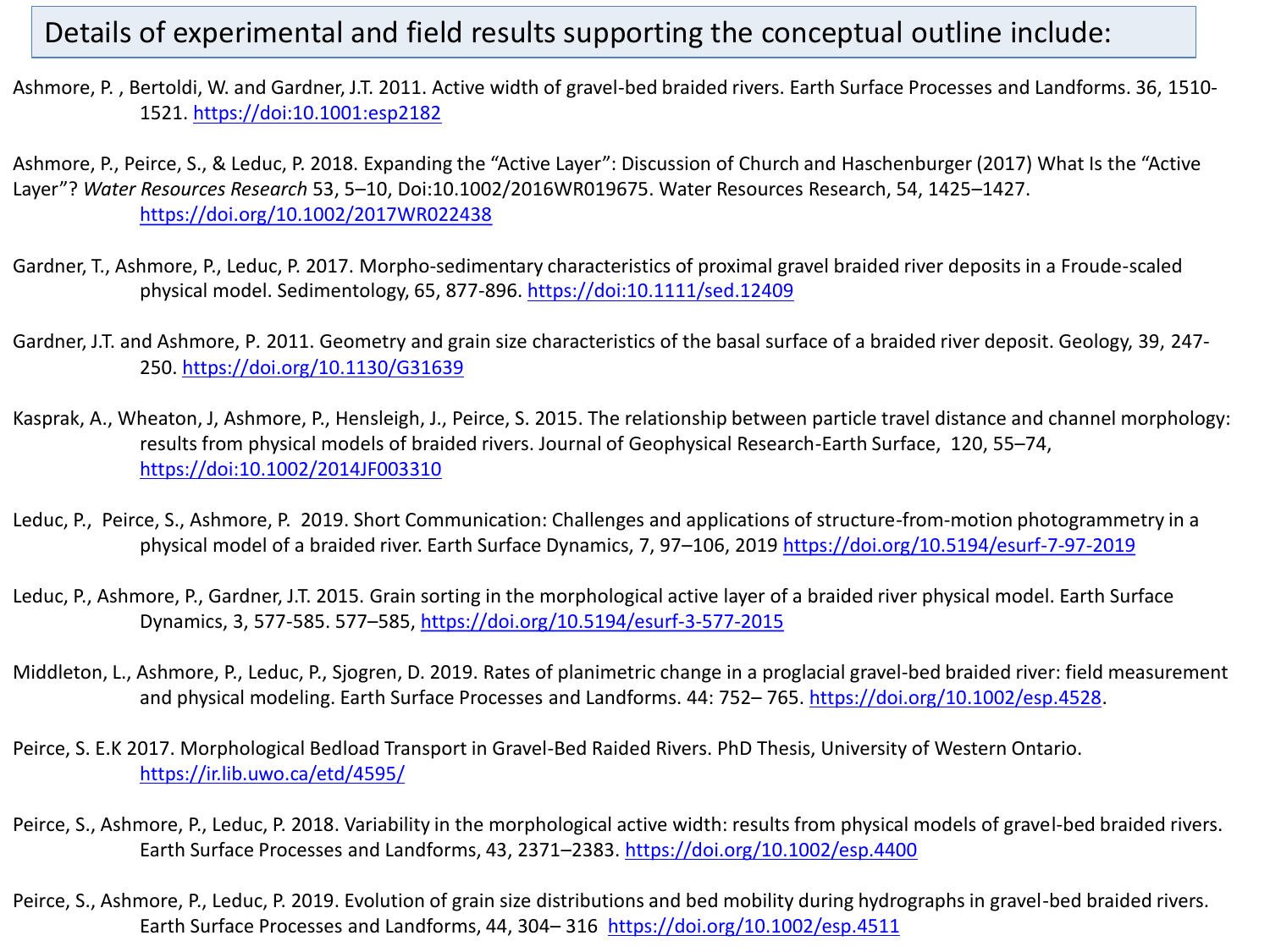## Details of experimental and field results supporting the conceptual outline include:

Ashmore, P. , Bertoldi, W. and Gardner, J.T. 2011. Active width of gravel-bed braided rivers. Earth Surface Processes and Landforms. 36, 1510-1521. https://doi:10.1001:esp2182

Ashmore, P., Peirce, S., & Leduc, P. 2018. Expanding the "Active Layer": Discussion of Church and Haschenburger (2017) What Is the "Active Layer"? *Water Resources Research* 53, 5–10, Doi:10.1002/2016WR019675. Water Resources Research, 54, 1425–1427. https://doi.org/10.1002/2017WR022438

Gardner, T., Ashmore, P., Leduc, P. 2017. Morpho-sedimentary characteristics of proximal gravel braided river deposits in a Froude-scaled physical model. Sedimentology, 65, 877-896. https://doi:10.1111/sed.12409

Gardner, J.T. and Ashmore, P. 2011. Geometry and grain size characteristics of the basal surface of a braided river deposit. Geology, 39, 247-250. https://doi.org/10.1130/G31639

Kasprak, A., Wheaton, J, Ashmore, P., Hensleigh, J., Peirce, S. 2015. The relationship between particle travel distance and channel morphology: results from physical models of braided rivers. Journal of Geophysical Research-Earth Surface, 120, 55–74, https://doi:10.1002/2014JF003310

Leduc, P., Peirce, S., Ashmore, P. 2019. Short Communication: Challenges and applications of structure-from-motion photogrammetry in a physical model of a braided river. Earth Surface Dynamics, 7, 97–106, 2019 https://doi.org/10.5194/esurf-7-97-2019

Leduc, P., Ashmore, P., Gardner, J.T. 2015. Grain sorting in the morphological active layer of a braided river physical model. Earth Surface Dynamics, 3, 577-585. 577–585, https://doi.org/10.5194/esurf-3-577-2015

Middleton, L., Ashmore, P., Leduc, P., Sjogren, D. 2019. Rates of planimetric change in a proglacial gravel-bed braided river: field measurement and physical modeling. Earth Surface Processes and Landforms. 44: 752– 765. https://doi.org/10.1002/esp.4528.

Peirce, S. E.K 2017. Morphological Bedload Transport in Gravel-Bed Raided Rivers. PhD Thesis, University of Western Ontario. https://ir.lib.uwo.ca/etd/4595/

Peirce, S., Ashmore, P., Leduc, P. 2018. Variability in the morphological active width: results from physical models of gravel-bed braided rivers. Earth Surface Processes and Landforms, 43, 2371–2383. https://doi.org/10.1002/esp.4400

Peirce, S., Ashmore, P., Leduc, P. 2019. Evolution of grain size distributions and bed mobility during hydrographs in gravel-bed braided rivers. Earth Surface Processes and Landforms, 44, 304– 316 https://doi.org/10.1002/esp.4511